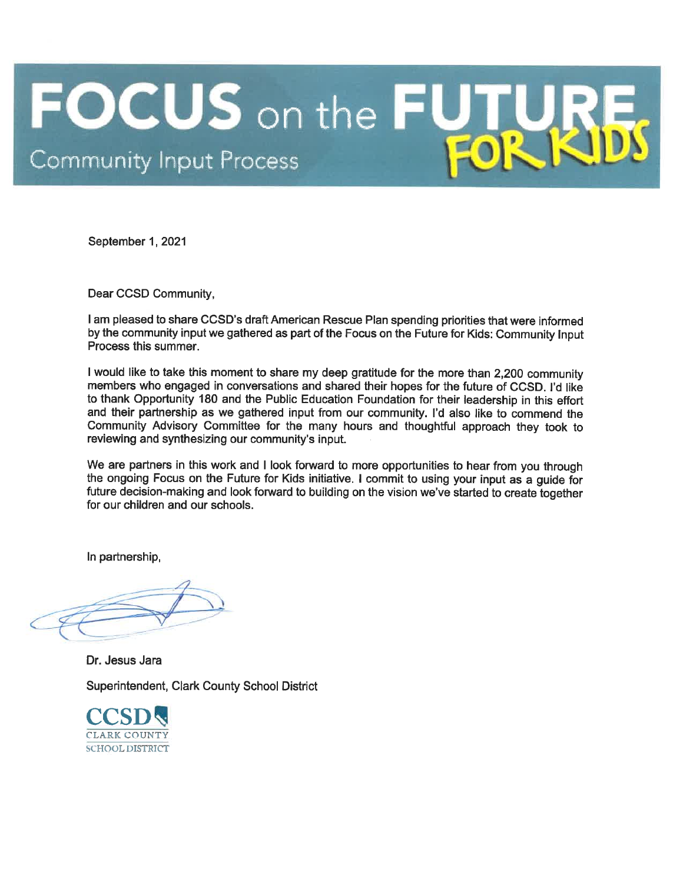# FOCUS on the FUTURE FOR KIDS

Community Input Process

September 1, 2021

Dear CCSD Community,

I am pleased to share CCSD's draft American Rescue Plan spending priorities that were informed by the community input we gathered as part of the Focus on the Future for Kids: Community Input Process this summer.

I would like to take this moment to share my deep gratitude for the more than 2,200 community members who engaged in conversations and shared their hopes for the future of CCSD. I'd like to thank Opportunity 180 and the Public Education Foundation for their leadership in this effort and their partnership as we gathered input from our community. I'd also like to commend the Community Advisory Committee for the many hours and thoughtful approach they took to reviewing and synthesizing our community's input.

We are partners in this work and I look forward to more opportunities to hear from you through the ongoing Focus on the Future for Kids initiative. I commit to using your input as a guide for future decision-making and look forward to building on the vision we've started to create together for our children and our schools.

In partnership,

Dr. Jesus Jara

Superintendent, Clark County School District

CCSD
CLARK COUNTY
SCHOOL DISTRICT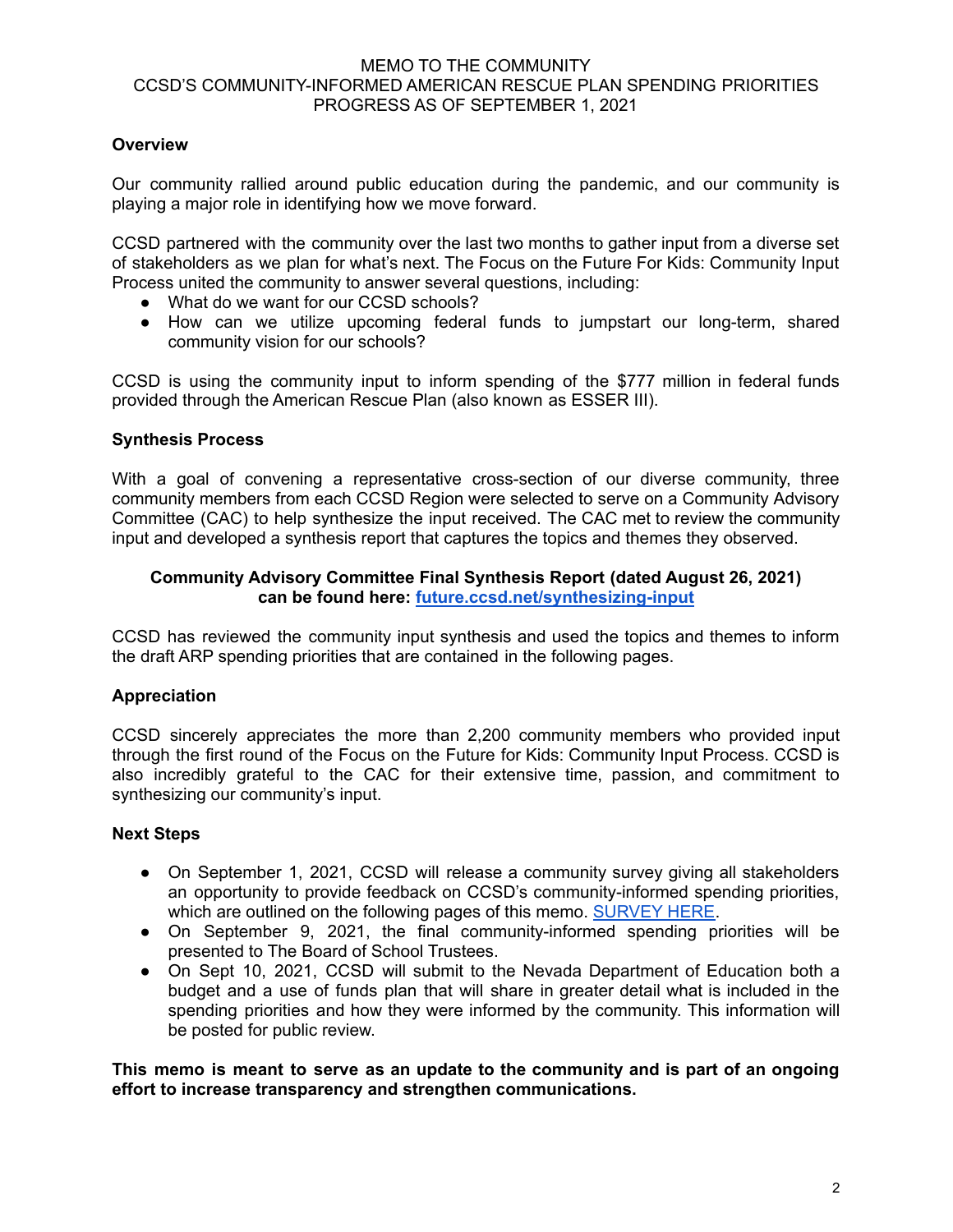# MEMO TO THE COMMUNITY
# CCSD'S COMMUNITY-INFORMED AMERICAN RESCUE PLAN SPENDING PRIORITIES
# PROGRESS AS OF SEPTEMBER 1, 2021

## Overview

Our community rallied around public education during the pandemic, and our community is playing a major role in identifying how we move forward.

CCSD partnered with the community over the last two months to gather input from a diverse set of stakeholders as we plan for what's next. The Focus on the Future For Kids: Community Input Process united the community to answer several questions, including:

- What do we want for our CCSD schools?
- How can we utilize upcoming federal funds to jumpstart our long-term, shared community vision for our schools?

CCSD is using the community input to inform spending of the $777 million in federal funds provided through the American Rescue Plan (also known as ESSER III).

## Synthesis Process

With a goal of convening a representative cross-section of our diverse community, three community members from each CCSD Region were selected to serve on a Community Advisory Committee (CAC) to help synthesize the input received. The CAC met to review the community input and developed a synthesis report that captures the topics and themes they observed.

**Community Advisory Committee Final Synthesis Report (dated August 26, 2021) can be found here: future.ccsd.net/synthesizing-input**

CCSD has reviewed the community input synthesis and used the topics and themes to inform the draft ARP spending priorities that are contained in the following pages.

## Appreciation

CCSD sincerely appreciates the more than 2,200 community members who provided input through the first round of the Focus on the Future for Kids: Community Input Process. CCSD is also incredibly grateful to the CAC for their extensive time, passion, and commitment to synthesizing our community's input.

## Next Steps

- On September 1, 2021, CCSD will release a community survey giving all stakeholders an opportunity to provide feedback on CCSD's community-informed spending priorities, which are outlined on the following pages of this memo. SURVEY HERE.
- On September 9, 2021, the final community-informed spending priorities will be presented to The Board of School Trustees.
- On Sept 10, 2021, CCSD will submit to the Nevada Department of Education both a budget and a use of funds plan that will share in greater detail what is included in the spending priorities and how they were informed by the community. This information will be posted for public review.

**This memo is meant to serve as an update to the community and is part of an ongoing effort to increase transparency and strengthen communications.**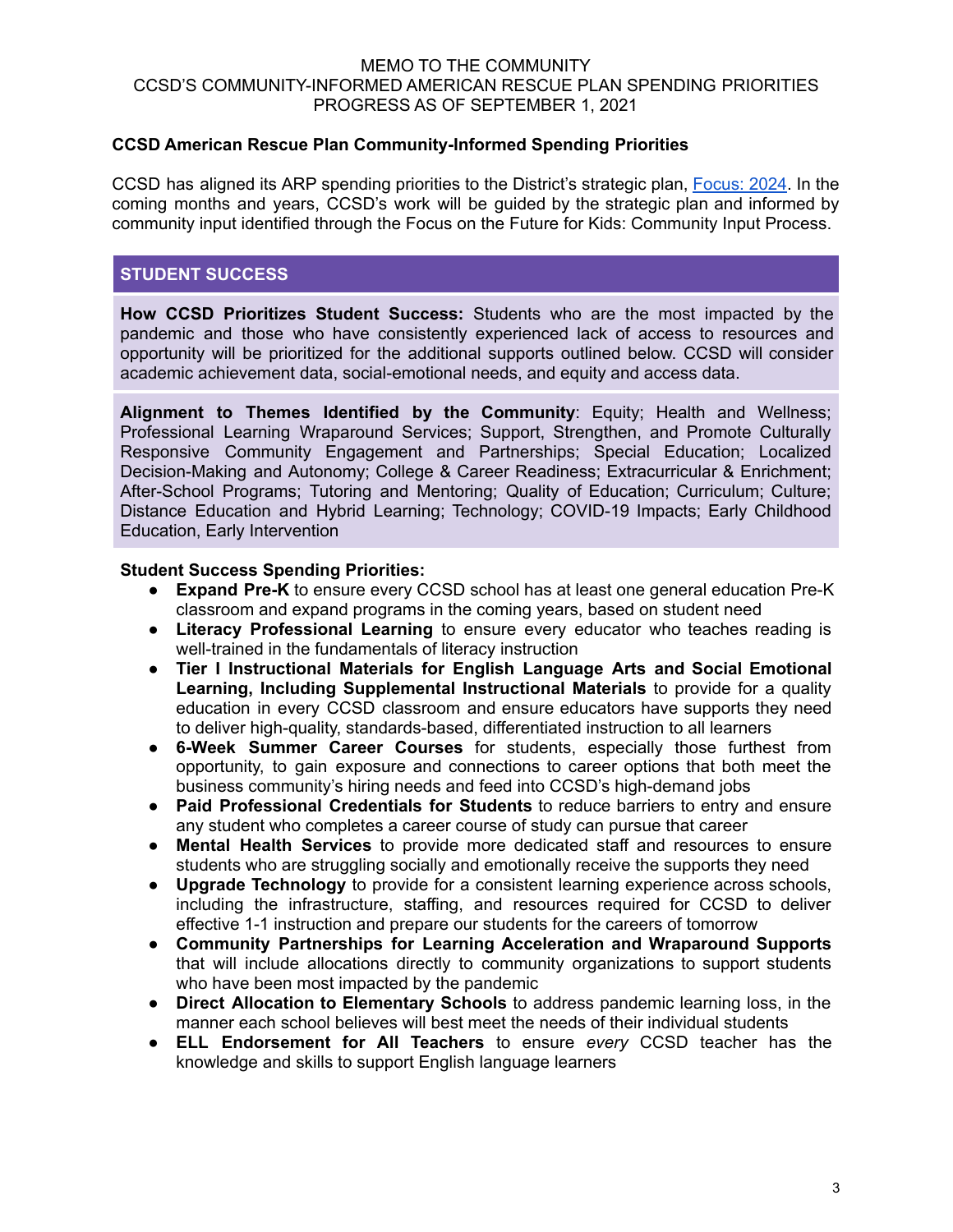MEMO TO THE COMMUNITY
CCSD'S COMMUNITY-INFORMED AMERICAN RESCUE PLAN SPENDING PRIORITIES
PROGRESS AS OF SEPTEMBER 1, 2021

**CCSD American Rescue Plan Community-Informed Spending Priorities**

CCSD has aligned its ARP spending priorities to the District's strategic plan, Focus: 2024. In the coming months and years, CCSD's work will be guided by the strategic plan and informed by community input identified through the Focus on the Future for Kids: Community Input Process.

## STUDENT SUCCESS

**How CCSD Prioritizes Student Success:** Students who are the most impacted by the pandemic and those who have consistently experienced lack of access to resources and opportunity will be prioritized for the additional supports outlined below. CCSD will consider academic achievement data, social-emotional needs, and equity and access data.

**Alignment to Themes Identified by the Community**: Equity; Health and Wellness; Professional Learning Wraparound Services; Support, Strengthen, and Promote Culturally Responsive Community Engagement and Partnerships; Special Education; Localized Decision-Making and Autonomy; College & Career Readiness; Extracurricular & Enrichment; After-School Programs; Tutoring and Mentoring; Quality of Education; Curriculum; Culture; Distance Education and Hybrid Learning; Technology; COVID-19 Impacts; Early Childhood Education, Early Intervention

**Student Success Spending Priorities:**

- **Expand Pre-K** to ensure every CCSD school has at least one general education Pre-K classroom and expand programs in the coming years, based on student need
- **Literacy Professional Learning** to ensure every educator who teaches reading is well-trained in the fundamentals of literacy instruction
- **Tier I Instructional Materials for English Language Arts and Social Emotional Learning, Including Supplemental Instructional Materials** to provide for a quality education in every CCSD classroom and ensure educators have supports they need to deliver high-quality, standards-based, differentiated instruction to all learners
- **6-Week Summer Career Courses** for students, especially those furthest from opportunity, to gain exposure and connections to career options that both meet the business community's hiring needs and feed into CCSD's high-demand jobs
- **Paid Professional Credentials for Students** to reduce barriers to entry and ensure any student who completes a career course of study can pursue that career
- **Mental Health Services** to provide more dedicated staff and resources to ensure students who are struggling socially and emotionally receive the supports they need
- **Upgrade Technology** to provide for a consistent learning experience across schools, including the infrastructure, staffing, and resources required for CCSD to deliver effective 1-1 instruction and prepare our students for the careers of tomorrow
- **Community Partnerships for Learning Acceleration and Wraparound Supports** that will include allocations directly to community organizations to support students who have been most impacted by the pandemic
- **Direct Allocation to Elementary Schools** to address pandemic learning loss, in the manner each school believes will best meet the needs of their individual students
- **ELL Endorsement for All Teachers** to ensure *every* CCSD teacher has the knowledge and skills to support English language learners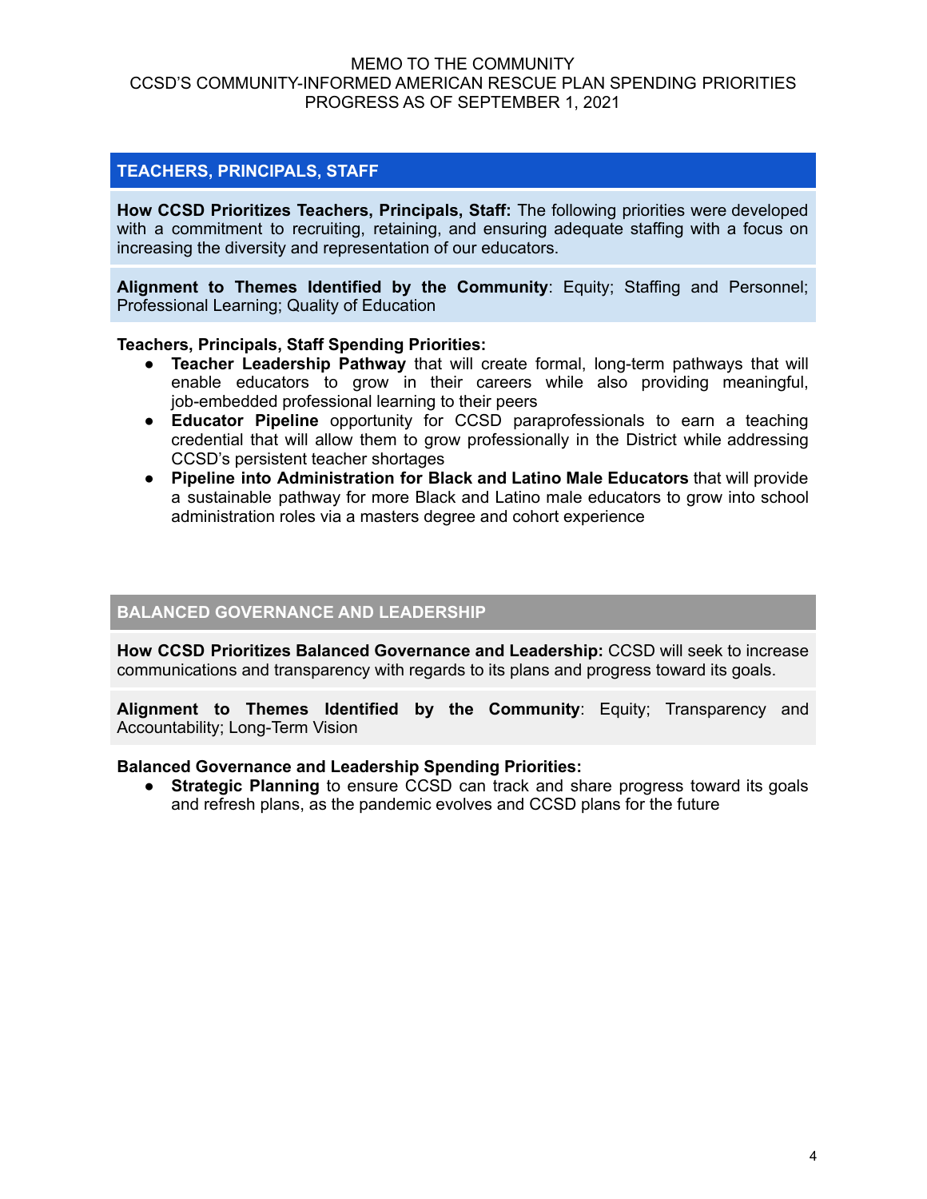MEMO TO THE COMMUNITY
CCSD'S COMMUNITY-INFORMED AMERICAN RESCUE PLAN SPENDING PRIORITIES
PROGRESS AS OF SEPTEMBER 1, 2021

## TEACHERS, PRINCIPALS, STAFF

**How CCSD Prioritizes Teachers, Principals, Staff:** The following priorities were developed with a commitment to recruiting, retaining, and ensuring adequate staffing with a focus on increasing the diversity and representation of our educators.

**Alignment to Themes Identified by the Community**: Equity; Staffing and Personnel; Professional Learning; Quality of Education

**Teachers, Principals, Staff Spending Priorities:**

- **Teacher Leadership Pathway** that will create formal, long-term pathways that will enable educators to grow in their careers while also providing meaningful, job-embedded professional learning to their peers
- **Educator Pipeline** opportunity for CCSD paraprofessionals to earn a teaching credential that will allow them to grow professionally in the District while addressing CCSD's persistent teacher shortages
- **Pipeline into Administration for Black and Latino Male Educators** that will provide a sustainable pathway for more Black and Latino male educators to grow into school administration roles via a masters degree and cohort experience

## BALANCED GOVERNANCE AND LEADERSHIP

**How CCSD Prioritizes Balanced Governance and Leadership:** CCSD will seek to increase communications and transparency with regards to its plans and progress toward its goals.

**Alignment to Themes Identified by the Community**: Equity; Transparency and Accountability; Long-Term Vision

**Balanced Governance and Leadership Spending Priorities:**

- **Strategic Planning** to ensure CCSD can track and share progress toward its goals and refresh plans, as the pandemic evolves and CCSD plans for the future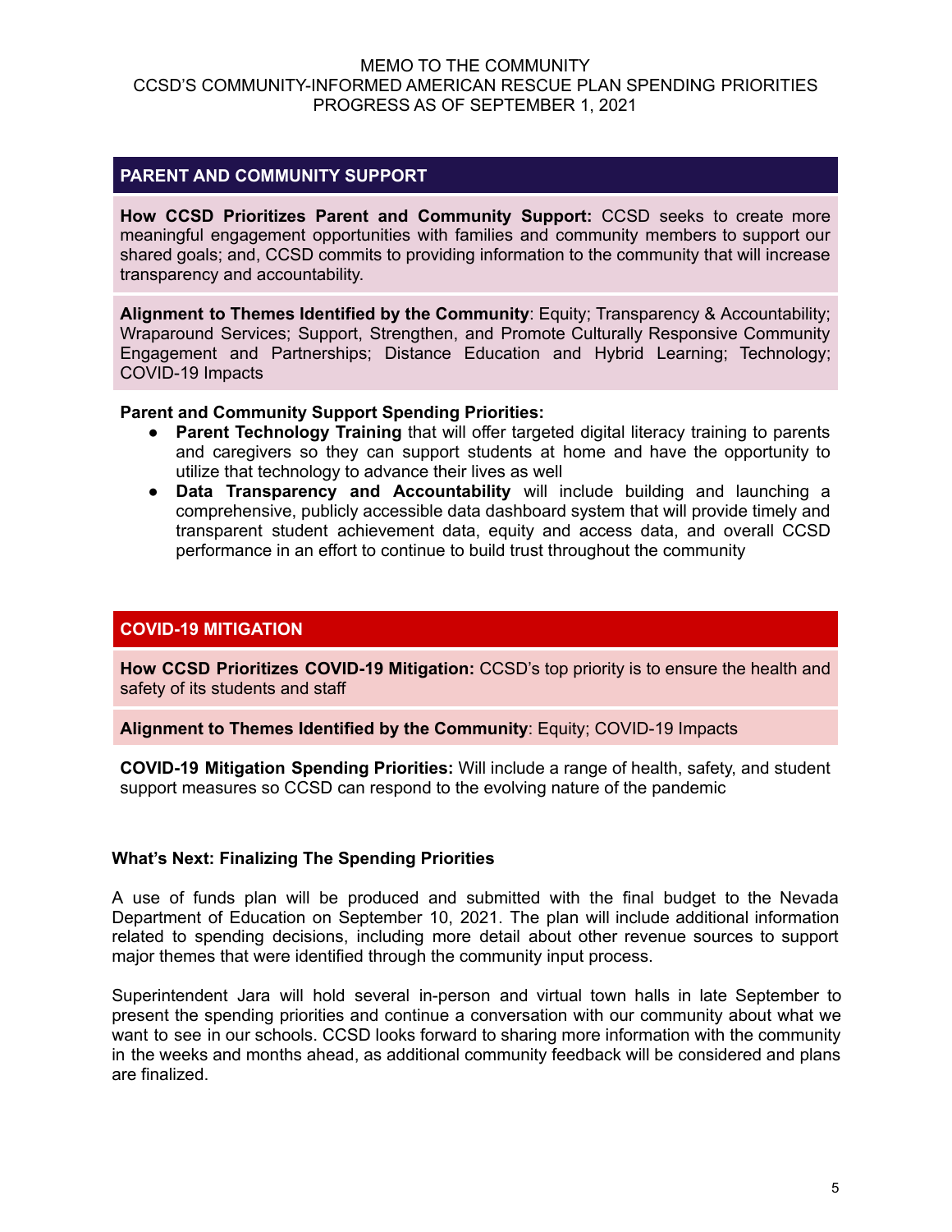MEMO TO THE COMMUNITY
CCSD'S COMMUNITY-INFORMED AMERICAN RESCUE PLAN SPENDING PRIORITIES
PROGRESS AS OF SEPTEMBER 1, 2021

## PARENT AND COMMUNITY SUPPORT

**How CCSD Prioritizes Parent and Community Support:** CCSD seeks to create more meaningful engagement opportunities with families and community members to support our shared goals; and, CCSD commits to providing information to the community that will increase transparency and accountability.

**Alignment to Themes Identified by the Community**: Equity; Transparency & Accountability; Wraparound Services; Support, Strengthen, and Promote Culturally Responsive Community Engagement and Partnerships; Distance Education and Hybrid Learning; Technology; COVID-19 Impacts

**Parent and Community Support Spending Priorities:**

- **Parent Technology Training** that will offer targeted digital literacy training to parents and caregivers so they can support students at home and have the opportunity to utilize that technology to advance their lives as well
- **Data Transparency and Accountability** will include building and launching a comprehensive, publicly accessible data dashboard system that will provide timely and transparent student achievement data, equity and access data, and overall CCSD performance in an effort to continue to build trust throughout the community

## COVID-19 MITIGATION

**How CCSD Prioritizes COVID-19 Mitigation:** CCSD's top priority is to ensure the health and safety of its students and staff

**Alignment to Themes Identified by the Community**: Equity; COVID-19 Impacts

**COVID-19 Mitigation Spending Priorities:** Will include a range of health, safety, and student support measures so CCSD can respond to the evolving nature of the pandemic

### What's Next: Finalizing The Spending Priorities

A use of funds plan will be produced and submitted with the final budget to the Nevada Department of Education on September 10, 2021. The plan will include additional information related to spending decisions, including more detail about other revenue sources to support major themes that were identified through the community input process.

Superintendent Jara will hold several in-person and virtual town halls in late September to present the spending priorities and continue a conversation with our community about what we want to see in our schools. CCSD looks forward to sharing more information with the community in the weeks and months ahead, as additional community feedback will be considered and plans are finalized.